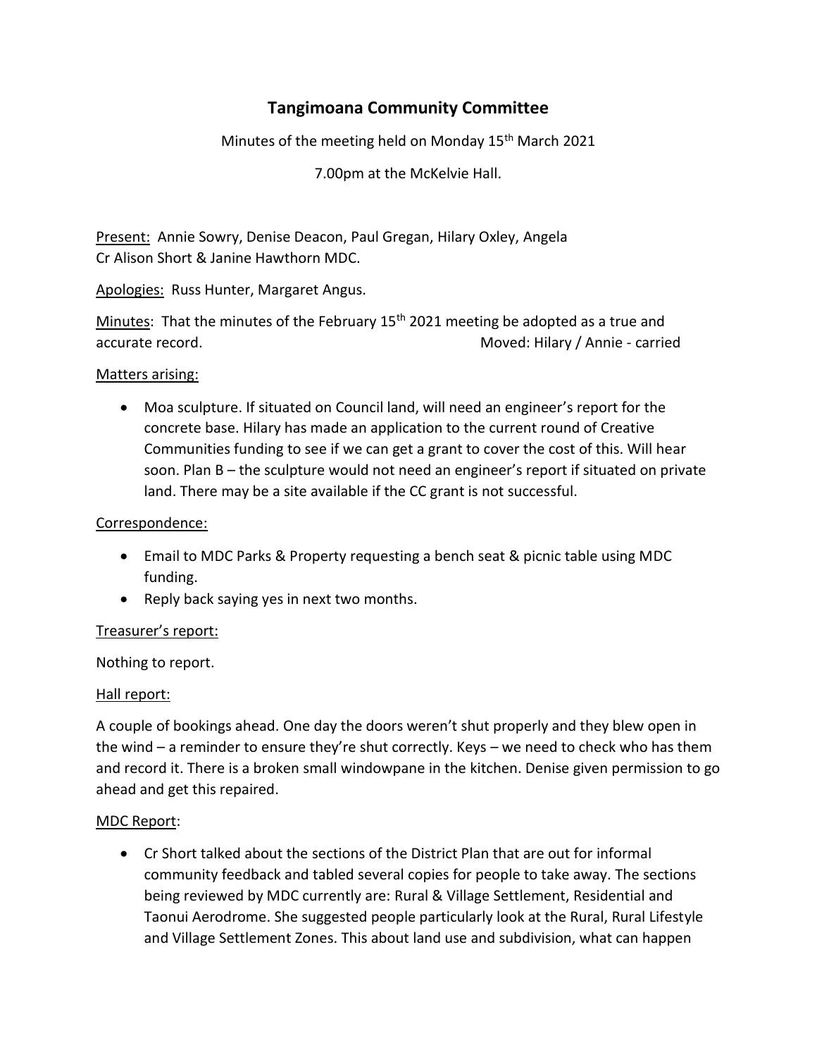# Tangimoana Community Committee

Minutes of the meeting held on Monday 15th March 2021

7.00pm at the McKelvie Hall.

Present: Annie Sowry, Denise Deacon, Paul Gregan, Hilary Oxley, Angela
Cr Alison Short & Janine Hawthorn MDC.

Apologies: Russ Hunter, Margaret Angus.

Minutes: That the minutes of the February 15th 2021 meeting be adopted as a true and accurate record. Moved: Hilary / Annie - carried

Matters arising:

- Moa sculpture. If situated on Council land, will need an engineer's report for the concrete base. Hilary has made an application to the current round of Creative Communities funding to see if we can get a grant to cover the cost of this. Will hear soon. Plan B – the sculpture would not need an engineer's report if situated on private land. There may be a site available if the CC grant is not successful.

Correspondence:

- Email to MDC Parks & Property requesting a bench seat & picnic table using MDC funding.
- Reply back saying yes in next two months.

Treasurer's report:

Nothing to report.

Hall report:

A couple of bookings ahead. One day the doors weren't shut properly and they blew open in the wind – a reminder to ensure they're shut correctly. Keys – we need to check who has them and record it. There is a broken small windowpane in the kitchen. Denise given permission to go ahead and get this repaired.

MDC Report:

- Cr Short talked about the sections of the District Plan that are out for informal community feedback and tabled several copies for people to take away. The sections being reviewed by MDC currently are: Rural & Village Settlement, Residential and Taonui Aerodrome. She suggested people particularly look at the Rural, Rural Lifestyle and Village Settlement Zones. This about land use and subdivision, what can happen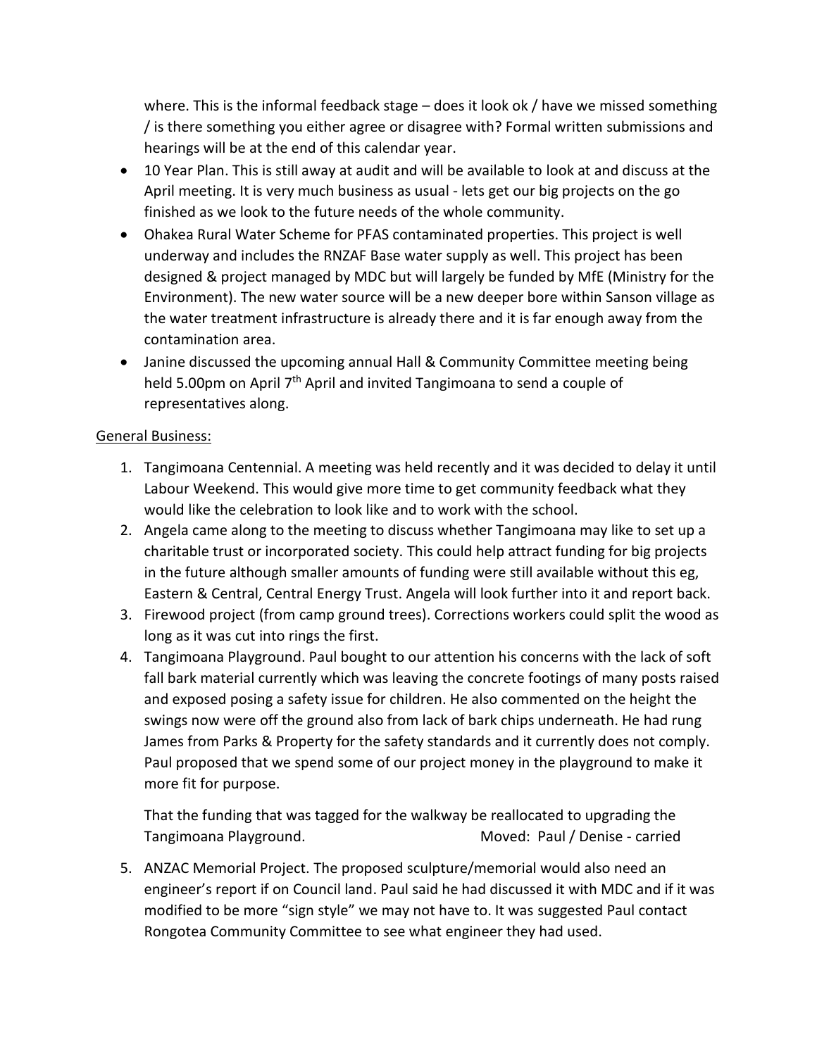where. This is the informal feedback stage – does it look ok / have we missed something / is there something you either agree or disagree with? Formal written submissions and hearings will be at the end of this calendar year.

- 10 Year Plan. This is still away at audit and will be available to look at and discuss at the April meeting. It is very much business as usual - lets get our big projects on the go finished as we look to the future needs of the whole community.
- Ohakea Rural Water Scheme for PFAS contaminated properties. This project is well underway and includes the RNZAF Base water supply as well. This project has been designed & project managed by MDC but will largely be funded by MfE (Ministry for the Environment). The new water source will be a new deeper bore within Sanson village as the water treatment infrastructure is already there and it is far enough away from the contamination area.
- Janine discussed the upcoming annual Hall & Community Committee meeting being held 5.00pm on April 7th April and invited Tangimoana to send a couple of representatives along.

<u>General Business:</u>

1. Tangimoana Centennial. A meeting was held recently and it was decided to delay it until Labour Weekend. This would give more time to get community feedback what they would like the celebration to look like and to work with the school.
2. Angela came along to the meeting to discuss whether Tangimoana may like to set up a charitable trust or incorporated society. This could help attract funding for big projects in the future although smaller amounts of funding were still available without this eg, Eastern & Central, Central Energy Trust. Angela will look further into it and report back.
3. Firewood project (from camp ground trees). Corrections workers could split the wood as long as it was cut into rings the first.
4. Tangimoana Playground. Paul bought to our attention his concerns with the lack of soft fall bark material currently which was leaving the concrete footings of many posts raised and exposed posing a safety issue for children. He also commented on the height the swings now were off the ground also from lack of bark chips underneath. He had rung James from Parks & Property for the safety standards and it currently does not comply. Paul proposed that we spend some of our project money in the playground to make it more fit for purpose.

   That the funding that was tagged for the walkway be reallocated to upgrading the Tangimoana Playground. Moved: Paul / Denise - carried

5. ANZAC Memorial Project. The proposed sculpture/memorial would also need an engineer's report if on Council land. Paul said he had discussed it with MDC and if it was modified to be more "sign style" we may not have to. It was suggested Paul contact Rongotea Community Committee to see what engineer they had used.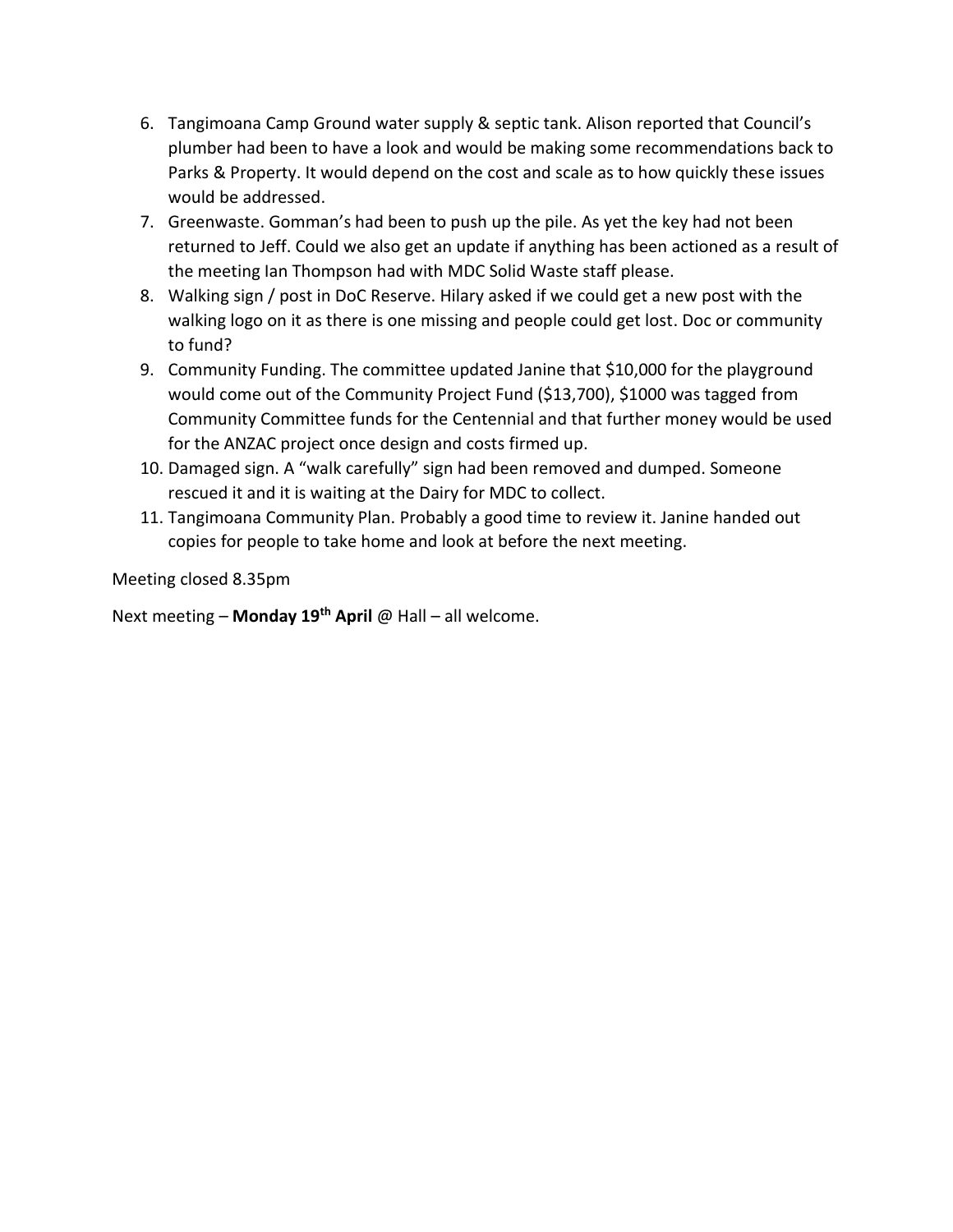6. Tangimoana Camp Ground water supply & septic tank. Alison reported that Council's plumber had been to have a look and would be making some recommendations back to Parks & Property. It would depend on the cost and scale as to how quickly these issues would be addressed.
7. Greenwaste. Gomman's had been to push up the pile. As yet the key had not been returned to Jeff. Could we also get an update if anything has been actioned as a result of the meeting Ian Thompson had with MDC Solid Waste staff please.
8. Walking sign / post in DoC Reserve. Hilary asked if we could get a new post with the walking logo on it as there is one missing and people could get lost. Doc or community to fund?
9. Community Funding. The committee updated Janine that $10,000 for the playground would come out of the Community Project Fund ($13,700), $1000 was tagged from Community Committee funds for the Centennial and that further money would be used for the ANZAC project once design and costs firmed up.
10. Damaged sign. A "walk carefully" sign had been removed and dumped. Someone rescued it and it is waiting at the Dairy for MDC to collect.
11. Tangimoana Community Plan. Probably a good time to review it. Janine handed out copies for people to take home and look at before the next meeting.

Meeting closed 8.35pm

Next meeting – **Monday 19th April** @ Hall – all welcome.